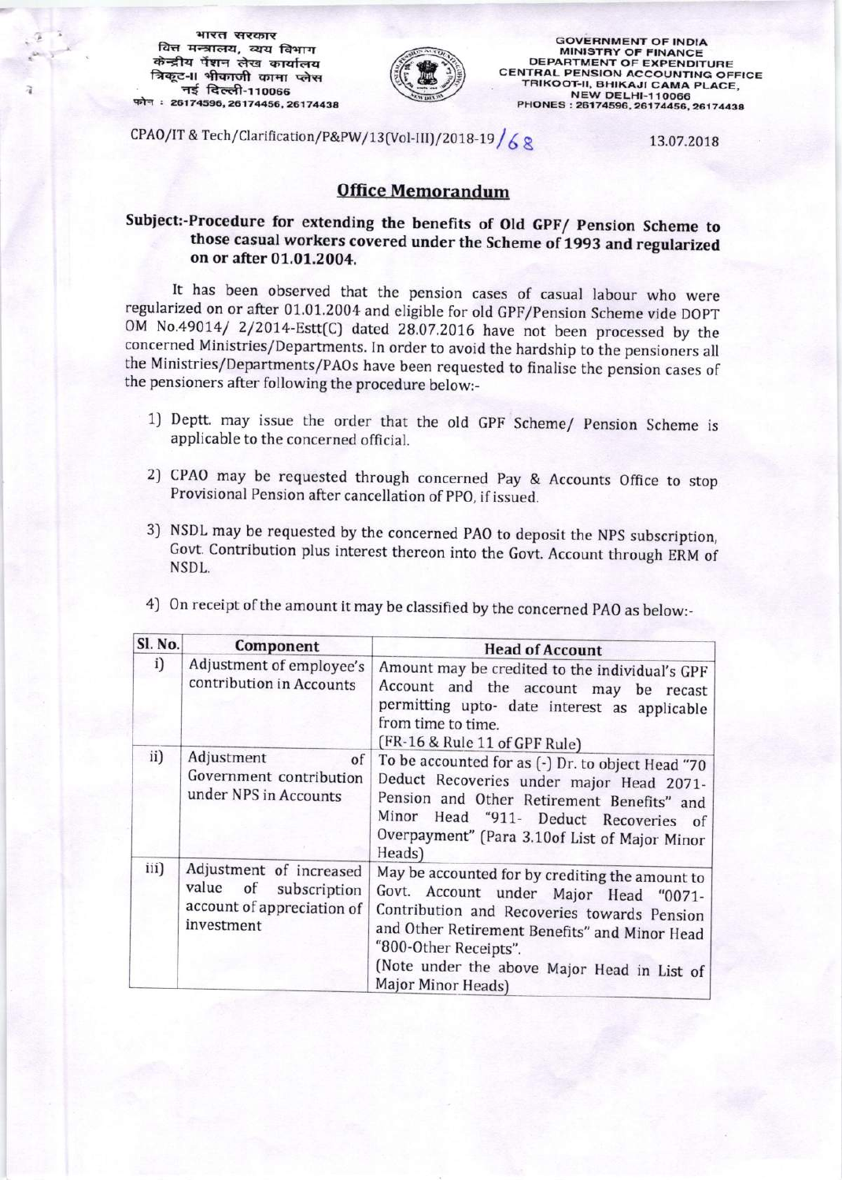भारत सरकार
वित्त मन्त्रालय, व्यय विभाग
केन्द्रीय पेंशन लेखा कार्यालय
त्रिकूट-II भीकाजी कामा प्लेस
नई दिल्ली-110066
फोन : 26174596, 26174456, 26174438

GOVERNMENT OF INDIA
MINISTRY OF FINANCE
DEPARTMENT OF EXPENDITURE
CENTRAL PENSION ACCOUNTING OFFICE
TRIKOOT-II, BHIKAJI CAMA PLACE,
NEW DELHI-110066
PHONES : 26174596, 26174456, 26174438

CPAO/IT & Tech/Clarification/P&PW/13(Vol-III)/2018-19/68 — 13.07.2018

## Office Memorandum

**Subject:-Procedure for extending the benefits of Old GPF/ Pension Scheme to those casual workers covered under the Scheme of 1993 and regularized on or after 01.01.2004.**

It has been observed that the pension cases of casual labour who were regularized on or after 01.01.2004 and eligible for old GPF/Pension Scheme vide DOPT OM No.49014/ 2/2014-Estt(C) dated 28.07.2016 have not been processed by the concerned Ministries/Departments. In order to avoid the hardship to the pensioners all the Ministries/Departments/PAOs have been requested to finalise the pension cases of the pensioners after following the procedure below:-

1) Deptt. may issue the order that the old GPF Scheme/ Pension Scheme is applicable to the concerned official.

2) CPAO may be requested through concerned Pay & Accounts Office to stop Provisional Pension after cancellation of PPO, if issued.

3) NSDL may be requested by the concerned PAO to deposit the NPS subscription, Govt. Contribution plus interest thereon into the Govt. Account through ERM of NSDL.

4) On receipt of the amount it may be classified by the concerned PAO as below:-

| Sl. No. | Component | Head of Account |
|---|---|---|
| i) | Adjustment of employee's contribution in Accounts | Amount may be credited to the individual's GPF Account and the account may be recast permitting upto- date interest as applicable from time to time. (FR-16 & Rule 11 of GPF Rule) |
| ii) | Adjustment of Government contribution under NPS in Accounts | To be accounted for as (-) Dr. to object Head "70 Deduct Recoveries under major Head 2071- Pension and Other Retirement Benefits" and Minor Head "911- Deduct Recoveries of Overpayment" (Para 3.10of List of Major Minor Heads) |
| iii) | Adjustment of increased value of subscription account of appreciation of investment | May be accounted for by crediting the amount to Govt. Account under Major Head "0071- Contribution and Recoveries towards Pension and Other Retirement Benefits" and Minor Head "800-Other Receipts". (Note under the above Major Head in List of Major Minor Heads) |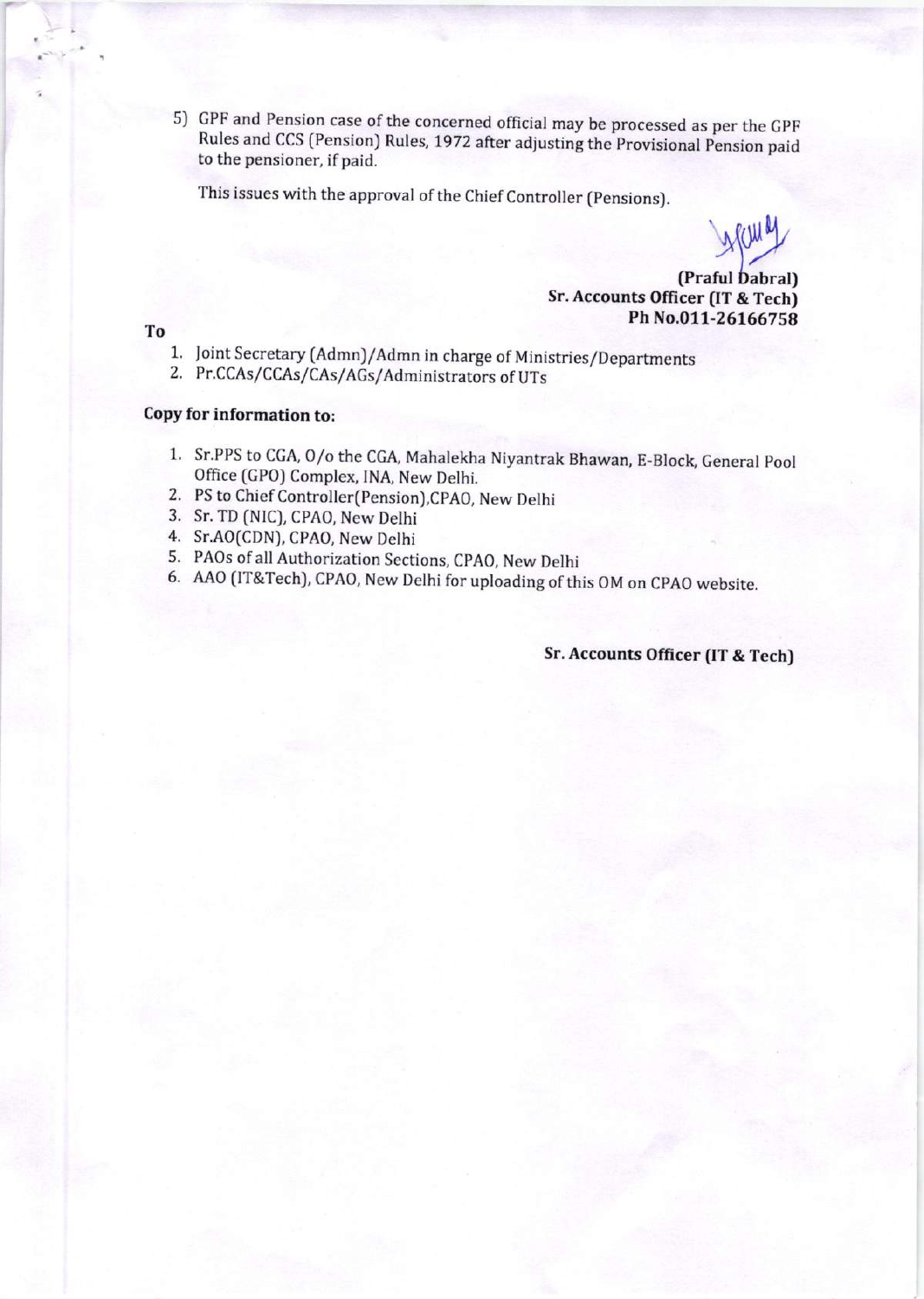5) GPF and Pension case of the concerned official may be processed as per the GPF Rules and CCS (Pension) Rules, 1972 after adjusting the Provisional Pension paid to the pensioner, if paid.

This issues with the approval of the Chief Controller (Pensions).

**(Praful Dabral)**
**Sr. Accounts Officer (IT & Tech)**
**Ph No.011-26166758**

**To**

1. Joint Secretary (Admn)/Admn in charge of Ministries/Departments
2. Pr.CCAs/CCAs/CAs/AGs/Administrators of UTs

**Copy for information to:**

1. Sr.PPS to CGA, O/o the CGA, Mahalekha Niyantrak Bhawan, E-Block, General Pool Office (GPO) Complex, INA, New Delhi.
2. PS to Chief Controller(Pension),CPAO, New Delhi
3. Sr. TD (NIC), CPAO, New Delhi
4. Sr.AO(CDN), CPAO, New Delhi
5. PAOs of all Authorization Sections, CPAO, New Delhi
6. AAO (IT&Tech), CPAO, New Delhi for uploading of this OM on CPAO website.

**Sr. Accounts Officer (IT & Tech)**